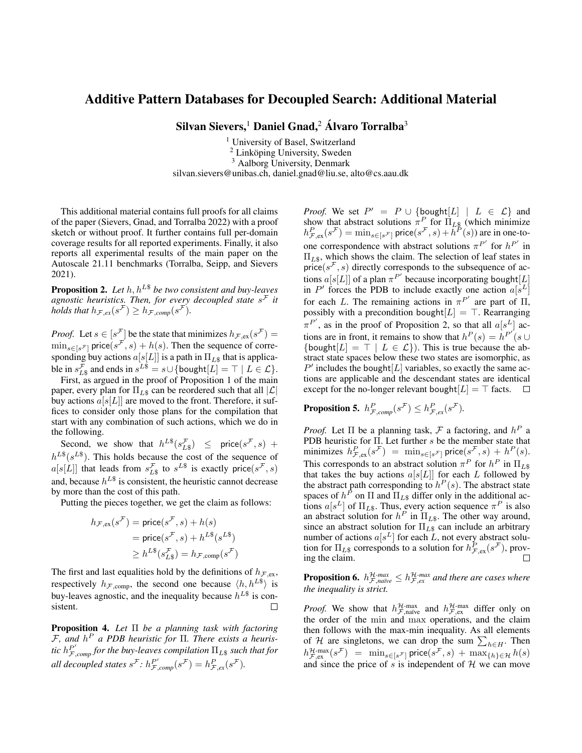# Additive Pattern Databases for Decoupled Search: Additional Material

**Silvan Sievers,**[1] **Daniel Gnad,**[2] **Álvaro Torralba**[3]

[1] University of Basel, Switzerland
[2] Linköping University, Sweden
[3] Aalborg University, Denmark
silvan.sievers@unibas.ch, daniel.gnad@liu.se, alto@cs.aau.dk

This additional material contains full proofs for all claims of the paper (Sievers, Gnad, and Torralba 2022) with a proof sketch or without proof. It further contains full per-domain coverage results for all reported experiments. Finally, it also reports all experimental results of the main paper on the Autoscale 21.11 benchmarks (Torralba, Seipp, and Sievers 2021).

**Proposition 2.** *Let $h, h^{L\$}$ be two consistent and buy-leaves agnostic heuristics. Then, for every decoupled state $s^{\mathcal{F}}$ it holds that $h_{\mathcal{F},ex}(s^{\mathcal{F}}) \geq h_{\mathcal{F},comp}(s^{\mathcal{F}})$.*

*Proof.* Let $s \in [s^{\mathcal{F}}]$ be the state that minimizes $h_{\mathcal{F},\text{ex}}(s^{\mathcal{F}}) = \min_{s\in[s^{\mathcal{F}}]} \mathsf{price}(s^{\mathcal{F}}, s) + h(s)$. Then the sequence of corresponding buy actions $a[s[L]]$ is a path in $\Pi_{L\$}$ that is applicable in $s^{\mathcal{F}}_{L\$}$ and ends in $s^{L\$} = s \cup \{\mathsf{bought}[L] = \top \mid L \in \mathcal{L}\}$.

First, as argued in the proof of Proposition 1 of the main paper, every plan for $\Pi_{L\$}$ can be reordered such that all $|\mathcal{L}|$ buy actions $a[s[L]]$ are moved to the front. Therefore, it suffices to consider only those plans for the compilation that start with any combination of such actions, which we do in the following.

Second, we show that $h^{L\$}(s^{\mathcal{F}}_{L\$}) \leq \mathsf{price}(s^{\mathcal{F}}, s) + h^{L\$}(s^{L\$})$. This holds because the cost of the sequence of $a[s[L]]$ that leads from $s^{\mathcal{F}}_{L\$}$ to $s^{L\$}$ is exactly $\mathsf{price}(s^{\mathcal{F}}, s)$ and, because $h^{L\$}$ is consistent, the heuristic cannot decrease by more than the cost of this path.

Putting the pieces together, we get the claim as follows:

$$
\begin{aligned}
h_{\mathcal{F},\text{ex}}(s^{\mathcal{F}}) &= \mathsf{price}(s^{\mathcal{F}}, s) + h(s) \\
&= \mathsf{price}(s^{\mathcal{F}}, s) + h^{L\$}(s^{L\$}) \\
&\geq h^{L\$}(s^{\mathcal{F}}_{L\$}) = h_{\mathcal{F},\text{comp}}(s^{\mathcal{F}})
\end{aligned}
$$

The first and last equalities hold by the definitions of $h_{\mathcal{F},\text{ex}}$, respectively $h_{\mathcal{F},\text{comp}}$, the second one because $\langle h, h^{L\$}\rangle$ is buy-leaves agnostic, and the inequality because $h^{L\$}$ is consistent. □

**Proposition 4.** *Let $\Pi$ be a planning task with factoring $\mathcal{F}$, and $h^P$ a PDB heuristic for $\Pi$. There exists a heuristic $h^{P'}_{\mathcal{F},comp}$ for the buy-leaves compilation $\Pi_{L\$}$ such that for all decoupled states $s^{\mathcal{F}}$: $h^{P'}_{\mathcal{F},comp}(s^{\mathcal{F}}) = h^P_{\mathcal{F},ex}(s^{\mathcal{F}})$.*

*Proof.* We set $P' = P \cup \{\mathsf{bought}[L] \mid L \in \mathcal{L}\}$ and show that abstract solutions $\pi^P$ for $\Pi_{L\$}$ (which minimize $h^P_{\mathcal{F},\text{ex}}(s^{\mathcal{F}}) = \min_{s\in[s^{\mathcal{F}}]} \mathsf{price}(s^{\mathcal{F}}, s) + h^P(s)$) are in one-to-one correspondence with abstract solutions $\pi^{P'}$ for $h^{P'}$ in $\Pi_{L\$}$, which shows the claim. The selection of leaf states in $\mathsf{price}(s^{\mathcal{F}}, s)$ directly corresponds to the subsequence of actions $a[s[L]]$ of a plan $\pi^{P'}$ because incorporating $\mathsf{bought}[L]$ in $P'$ forces the PDB to include exactly one action $a[s^L]$ for each $L$. The remaining actions in $\pi^{P'}$ are part of $\Pi$, possibly with a precondition $\mathsf{bought}[L] = \top$. Rearranging $\pi^{P'}$, as in the proof of Proposition 2, so that all $a[s^L]$ actions are in front, it remains to show that $h^P(s) = h^{P'}(s \cup \{\mathsf{bought}[L] = \top \mid L \in \mathcal{L}\})$. This is true because the abstract state spaces below these two states are isomorphic, as $P'$ includes the $\mathsf{bought}[L]$ variables, so exactly the same actions are applicable and the descendant states are identical except for the no-longer relevant $\mathsf{bought}[L] = \top$ facts. □

**Proposition 5.** $h^P_{\mathcal{F},comp}(s^{\mathcal{F}}) \leq h^P_{\mathcal{F},ex}(s^{\mathcal{F}})$.

*Proof.* Let $\Pi$ be a planning task, $\mathcal{F}$ a factoring, and $h^P$ a PDB heuristic for $\Pi$. Let further $s$ be the member state that minimizes $h^P_{\mathcal{F},\text{ex}}(s^{\mathcal{F}}) = \min_{s\in[s^{\mathcal{F}}]} \mathsf{price}(s^{\mathcal{F}}, s) + h^P(s)$. This corresponds to an abstract solution $\pi^P$ for $h^P$ in $\Pi_{L\$}$ that takes the buy actions $a[s[L]]$ for each $L$ followed by the abstract path corresponding to $h^P(s)$. The abstract state spaces of $h^P$ on $\Pi$ and $\Pi_{L\$}$ differ only in the additional actions $a[s^L]$ of $\Pi_{L\$}$. Thus, every action sequence $\pi^P$ is also an abstract solution for $h^P$ in $\Pi_{L\$}$. The other way around, since an abstract solution for $\Pi_{L\$}$ can include an arbitrary number of actions $a[s^L]$ for each $L$, not every abstract solution for $\Pi_{L\$}$ corresponds to a solution for $h^P_{\mathcal{F},\text{ex}}(s^{\mathcal{F}})$, proving the claim. □

**Proposition 6.** *$h^{\mathcal{H}\text{-max}}_{\mathcal{F},naïve} \leq h^{\mathcal{H}\text{-max}}_{\mathcal{F},ex}$ and there are cases where the inequality is strict.*

*Proof.* We show that $h^{\mathcal{H}\text{-max}}_{\mathcal{F},\text{naïve}}$ and $h^{\mathcal{H}\text{-max}}_{\mathcal{F},\text{ex}}$ differ only on the order of the $\min$ and $\max$ operations, and the claim then follows with the max-min inequality. As all elements of $\mathcal{H}$ are singletons, we can drop the sum $\sum_{h\in H}$. Then $h^{\mathcal{H}\text{-max}}_{\mathcal{F},\text{ex}}(s^{\mathcal{F}}) = \min_{s\in[s^{\mathcal{F}}]} \mathsf{price}(s^{\mathcal{F}}, s) + \max_{\{h\}\in\mathcal{H}} h(s)$ and since the price of $s$ is independent of $\mathcal{H}$ we can move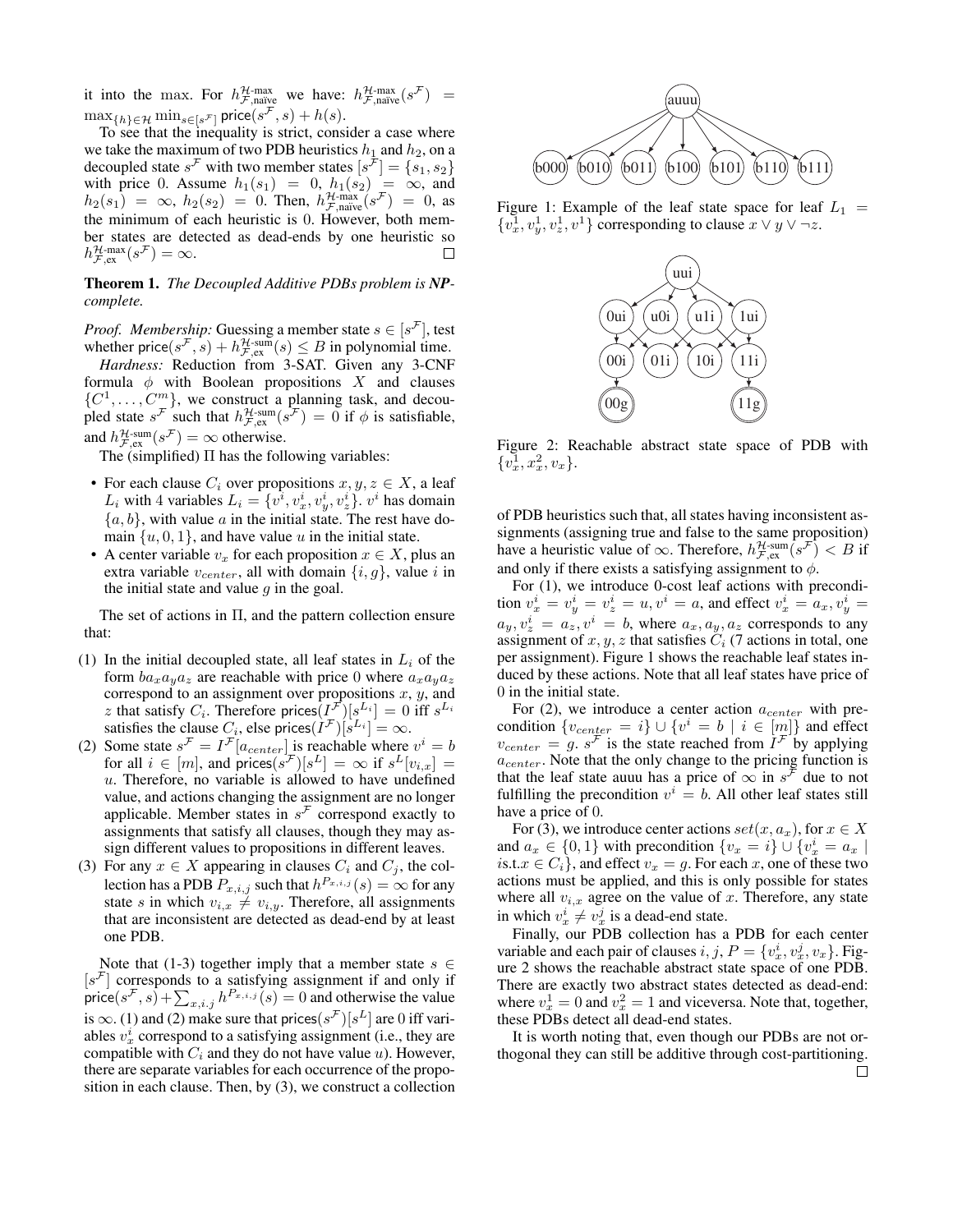it into the max. For $h^{\mathcal{H}\text{-max}}_{\mathcal{F},\text{naïve}}$ we have: $h^{\mathcal{H}\text{-max}}_{\mathcal{F},\text{naïve}}(s^{\mathcal{F}}) = \max_{\{h\}\in\mathcal{H}} \min_{s\in[s^{\mathcal{F}}]} \text{price}(s^{\mathcal{F}}, s) + h(s)$.

To see that the inequality is strict, consider a case where we take the maximum of two PDB heuristics $h_1$ and $h_2$, on a decoupled state $s^{\mathcal{F}}$ with two member states $[s^{\mathcal{F}}] = \{s_1, s_2\}$ with price 0. Assume $h_1(s_1) = 0$, $h_1(s_2) = \infty$, and $h_2(s_1) = \infty$, $h_2(s_2) = 0$. Then, $h^{\mathcal{H}\text{-max}}_{\mathcal{F},\text{naïve}}(s^{\mathcal{F}}) = 0$, as the minimum of each heuristic is 0. However, both member states are detected as dead-ends by one heuristic so $h^{\mathcal{H}\text{-max}}_{\mathcal{F},\text{ex}}(s^{\mathcal{F}}) = \infty$. □

**Theorem 1.** *The Decoupled Additive PDBs problem is **NP**-complete.*

*Proof. Membership:* Guessing a member state $s \in [s^{\mathcal{F}}]$, test whether $\text{price}(s^{\mathcal{F}}, s) + h^{\mathcal{H}\text{-sum}}_{\mathcal{F},\text{ex}}(s) \leq B$ in polynomial time.

*Hardness:* Reduction from 3-SAT. Given any 3-CNF formula $\phi$ with Boolean propositions $X$ and clauses $\{C^1, \ldots, C^m\}$, we construct a planning task, and decoupled state $s^{\mathcal{F}}$ such that $h^{\mathcal{H}\text{-sum}}_{\mathcal{F},\text{ex}}(s^{\mathcal{F}}) = 0$ if $\phi$ is satisfiable, and $h^{\mathcal{H}\text{-sum}}_{\mathcal{F},\text{ex}}(s^{\mathcal{F}}) = \infty$ otherwise.

The (simplified) $\Pi$ has the following variables:

- For each clause $C_i$ over propositions $x, y, z \in X$, a leaf $L_i$ with 4 variables $L_i = \{v^i, v^i_x, v^i_y, v^i_z\}$. $v^i$ has domain $\{a, b\}$, with value $a$ in the initial state. The rest have domain $\{u, 0, 1\}$, and have value $u$ in the initial state.
- A center variable $v_x$ for each proposition $x \in X$, plus an extra variable $v_{center}$, all with domain $\{i, g\}$, value $i$ in the initial state and value $g$ in the goal.

The set of actions in $\Pi$, and the pattern collection ensure that:

(1) In the initial decoupled state, all leaf states in $L_i$ of the form $ba_xa_ya_z$ are reachable with price 0 where $a_xa_ya_z$ correspond to an assignment over propositions $x$, $y$, and $z$ that satisfy $C_i$. Therefore $\text{prices}(I^{\mathcal{F}})[s^{L_i}] = 0$ iff $s^{L_i}$ satisfies the clause $C_i$, else $\text{prices}(I^{\mathcal{F}})[s^{L_i}] = \infty$.

(2) Some state $s^{\mathcal{F}} = I^{\mathcal{F}}[a_{center}]$ is reachable where $v^i = b$ for all $i \in [m]$, and $\text{prices}(s^{\mathcal{F}})[s^L] = \infty$ if $s^L[v_{i,x}] = u$. Therefore, no variable is allowed to have undefined value, and actions changing the assignment are no longer applicable. Member states in $s^{\mathcal{F}}$ correspond exactly to assignments that satisfy all clauses, though they may assign different values to propositions in different leaves.

(3) For any $x \in X$ appearing in clauses $C_i$ and $C_j$, the collection has a PDB $P_{x,i,j}$ such that $h^{P_{x,i,j}}(s) = \infty$ for any state $s$ in which $v_{i,x} \neq v_{i,y}$. Therefore, all assignments that are inconsistent are detected as dead-end by at least one PDB.

Note that (1-3) together imply that a member state $s \in [s^{\mathcal{F}}]$ corresponds to a satisfying assignment if and only if $\text{price}(s^{\mathcal{F}}, s) + \sum_{x,i,j} h^{P_{x,i,j}}(s) = 0$ and otherwise the value is $\infty$. (1) and (2) make sure that $\text{prices}(s^{\mathcal{F}})[s^L]$ are 0 iff variables $v^i_x$ correspond to a satisfying assignment (i.e., they are compatible with $C_i$ and they do not have value $u$). However, there are separate variables for each occurrence of the proposition in each clause. Then, by (3), we construct a collection of PDB heuristics such that, all states having inconsistent assignments (assigning true and false to the same proposition) have a heuristic value of $\infty$. Therefore, $h^{\mathcal{H}\text{-sum}}_{\mathcal{F},\text{ex}}(s^{\mathcal{F}}) < B$ if and only if there exists a satisfying assignment to $\phi$.

Figure 1: Example of the leaf state space for leaf $L_1 = \{v^1_x, v^1_y, v^1_z, v^1\}$ corresponding to clause $x \vee y \vee \neg z$.

Figure 2: Reachable abstract state space of PDB with $\{v^1_x, x^2_x, v_x\}$.

For (1), we introduce 0-cost leaf actions with precondition $v^i_x = v^i_y = v^i_z = u, v^i = a$, and effect $v^i_x = a_x, v^i_y = a_y, v^i_z = a_z, v^i = b$, where $a_x, a_y, a_z$ corresponds to any assignment of $x, y, z$ that satisfies $C_i$ (7 actions in total, one per assignment). Figure 1 shows the reachable leaf states induced by these actions. Note that all leaf states have price of 0 in the initial state.

For (2), we introduce a center action $a_{center}$ with precondition $\{v_{center} = i\} \cup \{v^i = b \mid i \in [m]\}$ and effect $v_{center} = g$. $s^{\mathcal{F}}$ is the state reached from $I^{\mathcal{F}}$ by applying $a_{center}$. Note that the only change to the pricing function is that the leaf state auuu has a price of $\infty$ in $s^{\mathcal{F}}$ due to not fulfilling the precondition $v^i = b$. All other leaf states still have a price of 0.

For (3), we introduce center actions $set(x, a_x)$, for $x \in X$ and $a_x \in \{0, 1\}$ with precondition $\{v_x = i\} \cup \{v^i_x = a_x \mid i \text{s.t.} x \in C_i\}$, and effect $v_x = g$. For each $x$, one of these two actions must be applied, and this is only possible for states where all $v_{i,x}$ agree on the value of $x$. Therefore, any state in which $v^i_x \neq v^j_x$ is a dead-end state.

Finally, our PDB collection has a PDB for each center variable and each pair of clauses $i, j$, $P = \{v^i_x, v^j_x, v_x\}$. Figure 2 shows the reachable abstract state space of one PDB. There are exactly two abstract states detected as dead-end: where $v^1_x = 0$ and $v^2_x = 1$ and viceversa. Note that, together, these PDBs detect all dead-end states.

It is worth noting that, even though our PDBs are not orthogonal they can still be additive through cost-partitioning. □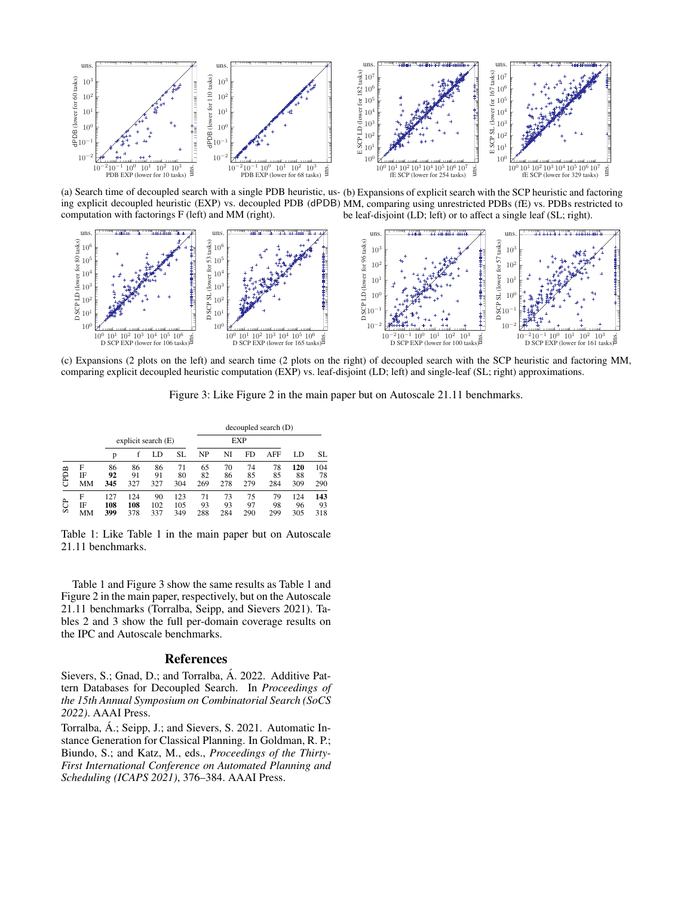(a) Search time of decoupled search with a single PDB heuristic, using explicit decoupled heuristic (EXP) vs. decoupled PDB (dPDB) computation with factorings F (left) and MM (right).

(b) Expansions of explicit search with the SCP heuristic and factoring MM, comparing using unrestricted PDBs (fE) vs. PDBs restricted to be leaf-disjoint (LD; left) or to affect a single leaf (SL; right).

(c) Expansions (2 plots on the left) and search time (2 plots on the right) of decoupled search with the SCP heuristic and factoring MM, comparing explicit decoupled heuristic computation (EXP) vs. leaf-disjoint (LD; left) and single-leaf (SL; right) approximations.

Figure 3: Like Figure 2 in the main paper but on Autoscale 21.11 benchmarks.

| | | explicit search (E) | | | | decoupled search (D) | | | | | |
|---|---|---|---|---|---|---|---|---|---|---|---|
| | | | | | | EXP | | | | | |
| | | p | f | LD | SL | NP | NI | FD | AFF | LD | SL |
| CPDB | F | 86 | 86 | 86 | 71 | 65 | 70 | 74 | 78 | **120** | 104 |
| | IF | **92** | 91 | 91 | 80 | 82 | 86 | 85 | 85 | 88 | 78 |
| | MM | **345** | 327 | 327 | 304 | 269 | 278 | 279 | 284 | 309 | 290 |
| SCP | F | 127 | 124 | 90 | 123 | 71 | 73 | 75 | 79 | 124 | **143** |
| | IF | **108** | **108** | 102 | 105 | 93 | 93 | 97 | 98 | 96 | 93 |
| | MM | **399** | 378 | 337 | 349 | 288 | 284 | 290 | 299 | 305 | 318 |

Table 1: Like Table 1 in the main paper but on Autoscale 21.11 benchmarks.

Table 1 and Figure 3 show the same results as Table 1 and Figure 2 in the main paper, respectively, but on the Autoscale 21.11 benchmarks (Torralba, Seipp, and Sievers 2021). Tables 2 and 3 show the full per-domain coverage results on the IPC and Autoscale benchmarks.

## References

Sievers, S.; Gnad, D.; and Torralba, Á. 2022. Additive Pattern Databases for Decoupled Search. In *Proceedings of the 15th Annual Symposium on Combinatorial Search (SoCS 2022)*. AAAI Press.

Torralba, Á.; Seipp, J.; and Sievers, S. 2021. Automatic Instance Generation for Classical Planning. In Goldman, R. P.; Biundo, S.; and Katz, M., eds., *Proceedings of the Thirty-First International Conference on Automated Planning and Scheduling (ICAPS 2021)*, 376–384. AAAI Press.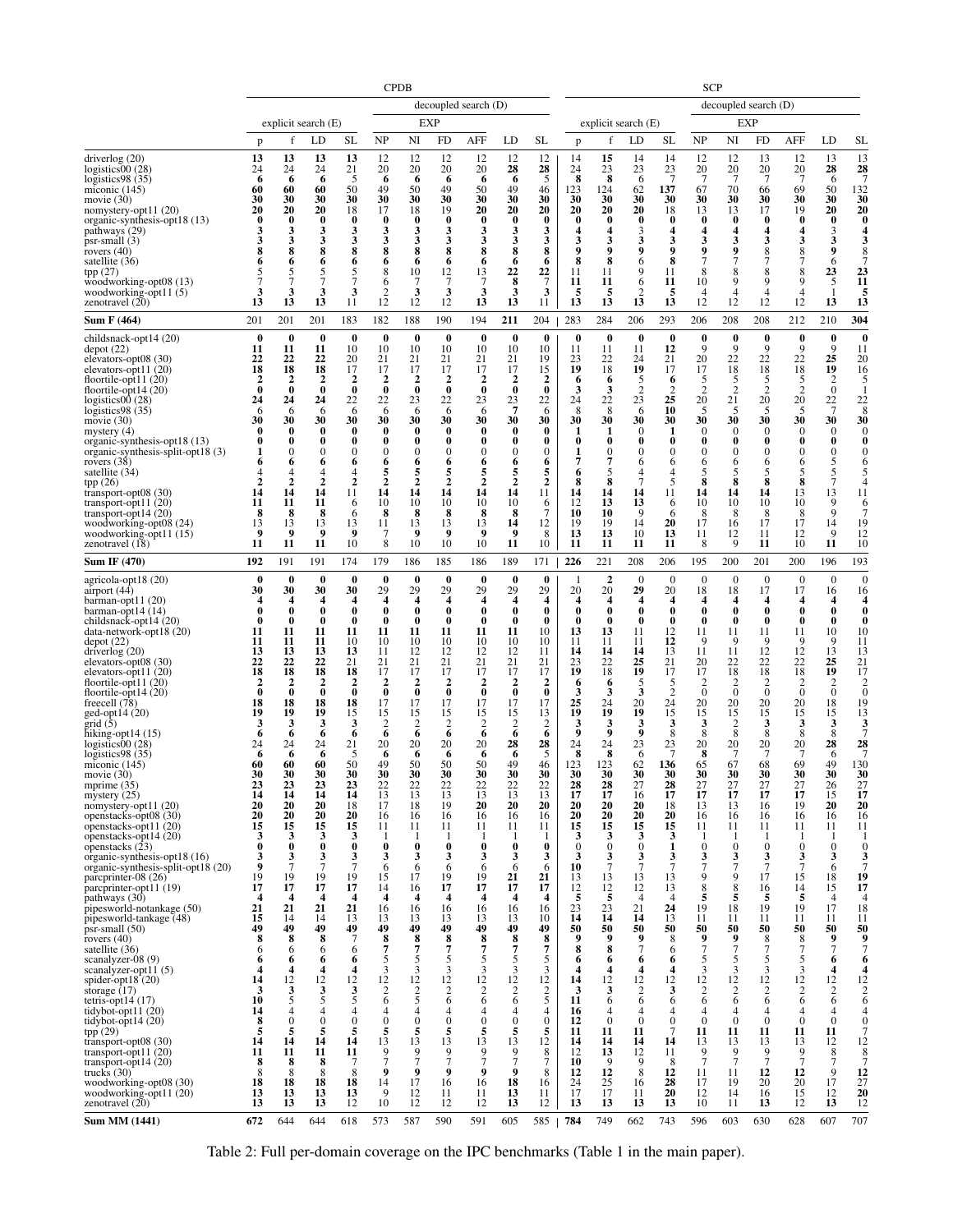| | CPDB | | | | | | | | | | | SCP | | | | | | | | | | |
|---|---|---|---|---|---|---|---|---|---|---|---|---|---|---|---|---|---|---|---|---|---|---|
| | | | | | decoupled search (D) | | | | | | | | | | | decoupled search (D) | | | | | | |
| | explicit search (E) | | | | EXP | | | | | | | explicit search (E) | | | | EXP | | | | | | |
| | p | f | LD | SL | NP | NI | FD | AFF | LD | SL | | p | f | LD | SL | NP | NI | FD | AFF | LD | SL |
| driverlog (20) | **13** | **13** | **13** | **13** | 12 | 12 | 12 | 12 | 12 | 12 | | 14 | **15** | 14 | 14 | 12 | 12 | 13 | 12 | 13 | 13 |
| logistics00 (28) | 24 | 24 | 24 | 21 | 20 | 20 | 20 | 20 | **28** | **28** | | 24 | 23 | 23 | 23 | 20 | 20 | 20 | 20 | **28** | **28** |
| logistics98 (35) | **6** | **6** | **6** | 5 | **6** | **6** | **6** | **6** | **6** | 5 | | **8** | **8** | 6 | 7 | 7 | 7 | 7 | 7 | 6 | 7 |
| miconic (145) | **60** | **60** | **60** | 50 | 49 | 50 | 49 | 50 | 49 | 46 | | 123 | 124 | 62 | **137** | 67 | 70 | 66 | 69 | 50 | 132 |
| movie (30) | **30** | **30** | **30** | **30** | **30** | **30** | **30** | **30** | **30** | **30** | | **30** | **30** | **30** | **30** | **30** | **30** | **30** | **30** | **30** | **30** |
| nomystery-opt11 (20) | **20** | **20** | **20** | 18 | 17 | 18 | 19 | **20** | **20** | **20** | | **20** | **20** | **20** | 18 | 13 | 13 | 17 | 19 | **20** | **20** |
| organic-synthesis-opt18 (13) | **0** | **0** | **0** | **0** | **0** | **0** | **0** | **0** | **0** | **0** | | **0** | **0** | **0** | **0** | **0** | **0** | **0** | **0** | **0** | **0** |
| pathways (29) | **3** | **3** | **3** | **3** | **3** | **3** | **3** | **3** | **3** | **3** | | **4** | **4** | 3 | **4** | **4** | **4** | **4** | **4** | 3 | **4** |
| psr-small (3) | **3** | **3** | **3** | **3** | **3** | **3** | **3** | **3** | **3** | **3** | | **3** | **3** | **3** | **3** | **3** | **3** | **3** | **3** | **3** | **3** |
| rovers (40) | **8** | **8** | **8** | **8** | **8** | **8** | **8** | **8** | **8** | **8** | | **9** | **9** | **9** | **9** | **9** | **9** | 8 | 8 | **9** | 8 |
| satellite (36) | **6** | **6** | **6** | **6** | **6** | **6** | **6** | **6** | **6** | **6** | | **8** | **8** | 6 | **8** | 7 | 7 | 7 | 7 | 6 | 7 |
| tpp (27) | 5 | 5 | 5 | 5 | 8 | 10 | 12 | 13 | **22** | **22** | | 11 | 11 | 9 | 11 | 8 | 8 | 8 | 8 | **23** | **23** |
| woodworking-opt08 (13) | 7 | 7 | 7 | 7 | 6 | 7 | 7 | 7 | **8** | 7 | | **11** | **11** | 6 | **11** | 10 | 9 | 9 | 9 | 5 | **11** |
| woodworking-opt11 (5) | **3** | **3** | **3** | **3** | 2 | **3** | **3** | **3** | **3** | **3** | | **5** | **5** | 2 | **5** | 4 | 4 | 4 | 4 | 1 | **5** |
| zenotravel (20) | **13** | **13** | **13** | 11 | 12 | 12 | 12 | **13** | **13** | 11 | | **13** | **13** | **13** | **13** | 12 | 12 | 12 | 12 | **13** | **13** |
| **Sum F (464)** | 201 | 201 | 201 | 183 | 182 | 188 | 190 | 194 | **211** | 204 | | 283 | 284 | 206 | 293 | 206 | 208 | 208 | 212 | 210 | **304** |
| childsnack-opt14 (20) | **0** | **0** | **0** | **0** | **0** | **0** | **0** | **0** | **0** | **0** | | **0** | **0** | **0** | **0** | **0** | **0** | **0** | **0** | **0** | **0** |
| depot (22) | **11** | **11** | **11** | 10 | 10 | 10 | 10 | 10 | 10 | 10 | | 11 | 11 | 11 | **12** | 9 | 9 | 9 | 9 | 9 | 11 |
| elevators-opt08 (30) | **22** | **22** | **22** | 20 | 21 | 21 | 21 | 21 | 21 | 19 | | 23 | 22 | 24 | 21 | 20 | 22 | 22 | 22 | **25** | 20 |
| elevators-opt11 (20) | **18** | **18** | **18** | 17 | 17 | 17 | 17 | 17 | 17 | 15 | | **19** | 18 | **19** | 17 | 17 | 18 | 18 | 18 | **19** | 16 |
| floortile-opt11 (20) | **2** | **2** | **2** | **2** | **2** | **2** | **2** | **2** | **2** | **2** | | **6** | **6** | 5 | **6** | 5 | 5 | 5 | 5 | 2 | 5 |
| floortile-opt14 (20) | **0** | **0** | **0** | **0** | **0** | **0** | **0** | **0** | **0** | **0** | | **3** | **3** | 2 | 2 | 2 | 2 | 2 | 2 | 0 | 1 |
| logistics00 (28) | **24** | **24** | **24** | 22 | 22 | 23 | 23 | 23 | 23 | 22 | | 24 | 22 | 23 | **25** | 20 | 21 | 20 | 20 | 22 | 22 |
| logistics98 (35) | 6 | 6 | 6 | 6 | 6 | 6 | 6 | 6 | **7** | 6 | | 8 | 8 | 6 | **10** | 5 | 5 | 5 | 5 | 7 | 8 |
| movie (30) | **30** | **30** | **30** | **30** | **30** | **30** | **30** | **30** | **30** | **30** | | **30** | **30** | **30** | **30** | **30** | **30** | **30** | **30** | **30** | **30** |
| mystery (4) | **0** | **0** | **0** | **0** | **0** | **0** | **0** | **0** | **0** | **0** | | **1** | **1** | 0 | **1** | 0 | 0 | 0 | 0 | 0 | 0 |
| organic-synthesis-opt18 (13) | **0** | **0** | **0** | **0** | **0** | **0** | **0** | **0** | **0** | **0** | | **0** | **0** | **0** | **0** | **0** | **0** | **0** | **0** | **0** | **0** |
| organic-synthesis-split-opt18 (3) | **1** | 0 | 0 | 0 | 0 | 0 | 0 | 0 | 0 | 0 | | **1** | 0 | 0 | 0 | 0 | 0 | 0 | 0 | 0 | 0 |
| rovers (38) | **6** | **6** | **6** | **6** | **6** | **6** | **6** | **6** | **6** | **6** | | **7** | **7** | 6 | 6 | 6 | 6 | 6 | 6 | 6 | 6 |
| satellite (34) | 4 | 4 | 4 | 4 | **5** | **5** | **5** | **5** | **5** | **5** | | **6** | 5 | 4 | 4 | 5 | 5 | 5 | 5 | 5 | 5 |
| tpp (26) | **2** | **2** | **2** | **2** | **2** | **2** | **2** | **2** | **2** | **2** | | **8** | **8** | 7 | 5 | **8** | **8** | **8** | **8** | 7 | 4 |
| transport-opt08 (30) | **14** | **14** | **14** | 11 | **14** | **14** | **14** | **14** | **14** | 11 | | **14** | **14** | **14** | 11 | **14** | **14** | **14** | 13 | 13 | 11 |
| transport-opt11 (20) | **11** | **11** | **11** | 6 | 10 | 10 | 10 | 10 | 10 | 6 | | 12 | **13** | **13** | 6 | 10 | 10 | 10 | 10 | 9 | 6 |
| transport-opt14 (20) | **8** | **8** | **8** | 6 | **8** | **8** | **8** | **8** | **8** | 7 | | **10** | **10** | 9 | 6 | 8 | 8 | 8 | 8 | 9 | 7 |
| woodworking-opt08 (24) | 13 | 13 | 13 | 13 | 11 | 13 | 13 | 13 | **14** | 12 | | 19 | 19 | 14 | **20** | 17 | 16 | 17 | 17 | 14 | 19 |
| woodworking-opt11 (15) | **9** | **9** | **9** | **9** | 7 | **9** | **9** | **9** | **9** | 8 | | **13** | **13** | 10 | **13** | 11 | 12 | 11 | 12 | 9 | 12 |
| zenotravel (18) | **11** | **11** | **11** | 10 | 8 | 10 | 10 | 10 | **11** | 10 | | **11** | **11** | **11** | **11** | 8 | 9 | **11** | 10 | **11** | 10 |
| **Sum IF (470)** | **192** | 191 | 191 | 174 | 179 | 186 | 185 | 186 | 189 | 171 | | **226** | 221 | 208 | 206 | 195 | 200 | 201 | 200 | 196 | 193 |
| agricola-opt18 (20) | **0** | **0** | **0** | **0** | **0** | **0** | **0** | **0** | **0** | **0** | | 1 | **2** | 0 | 0 | 0 | 0 | 0 | 0 | 0 | 0 |
| airport (44) | **30** | **30** | **30** | **30** | 29 | 29 | 29 | 29 | 29 | 29 | | 20 | 20 | **29** | 20 | 18 | 18 | 17 | 17 | 16 | 16 |
| barman-opt11 (20) | **4** | **4** | **4** | **4** | **4** | **4** | **4** | **4** | **4** | **4** | | **4** | **4** | **4** | **4** | **4** | **4** | **4** | **4** | **4** | **4** |
| barman-opt14 (14) | **0** | **0** | **0** | **0** | **0** | **0** | **0** | **0** | **0** | **0** | | **0** | **0** | **0** | **0** | **0** | **0** | **0** | **0** | **0** | **0** |
| childsnack-opt14 (20) | **0** | **0** | **0** | **0** | **0** | **0** | **0** | **0** | **0** | **0** | | **0** | **0** | **0** | **0** | **0** | **0** | **0** | **0** | **0** | **0** |
| data-network-opt18 (20) | 11 | 11 | 11 | 11 | 11 | 11 | 11 | 11 | 11 | 10 | | **13** | **13** | 11 | 12 | 11 | 11 | 11 | 11 | 10 | 10 |
| depot (22) | **11** | **11** | **11** | 10 | 10 | 10 | 10 | 10 | 10 | 10 | | 11 | 11 | 11 | **12** | 9 | 9 | 9 | 9 | 9 | 11 |
| driverlog (20) | 13 | 13 | 13 | 13 | 11 | 12 | 12 | 12 | 12 | 11 | | **14** | **14** | **14** | 13 | 11 | 11 | 12 | 12 | 13 | 13 |
| elevators-opt08 (30) | **22** | **22** | **22** | 21 | 21 | 21 | 21 | 21 | 21 | 21 | | 23 | 22 | **25** | 21 | 20 | 22 | 22 | 22 | **25** | 21 |
| elevators-opt11 (20) | **18** | **18** | **18** | **18** | 17 | 17 | 17 | 17 | 17 | 17 | | **19** | 18 | **19** | 17 | 17 | 18 | 18 | 18 | **19** | 17 |
| floortile-opt11 (20) | **2** | **2** | **2** | **2** | **2** | **2** | **2** | **2** | **2** | **2** | | **6** | **6** | 5 | 5 | 2 | 2 | 2 | 2 | 2 | 2 |
| floortile-opt14 (20) | **0** | **0** | **0** | **0** | **0** | **0** | **0** | **0** | **0** | **0** | | **3** | 3 | **3** | 2 | 0 | 0 | 0 | 0 | 0 | 0 |
| freecell (78) | **18** | **18** | **18** | **18** | 17 | 17 | 17 | 17 | 17 | 17 | | **25** | 24 | 20 | 24 | 20 | 20 | 20 | 20 | 18 | 19 |
| ged-opt14 (20) | **19** | **19** | **19** | 15 | 15 | 15 | 15 | 15 | 15 | 13 | | **19** | **19** | **19** | 15 | 15 | 15 | 15 | 15 | 15 | 13 |
| grid (5) | **3** | **3** | **3** | **3** | 2 | 2 | 2 | 2 | 2 | 2 | | **3** | **3** | **3** | **3** | **3** | 2 | **3** | **3** | **3** | **3** |
| hiking-opt14 (15) | **6** | **6** | **6** | **6** | **6** | **6** | **6** | **6** | **6** | **6** | | **9** | **9** | **9** | 8 | 8 | 8 | 8 | 8 | 8 | 7 |
| logistics00 (28) | 24 | 24 | 24 | 21 | 20 | 20 | 20 | 20 | **28** | **28** | | 24 | 24 | 23 | 23 | 20 | 20 | 20 | 20 | **28** | **28** |
| logistics98 (35) | **6** | **6** | **6** | 5 | **6** | **6** | **6** | **6** | **6** | 5 | | **8** | **8** | 6 | 7 | **8** | 7 | 7 | 7 | 6 | 7 |
| miconic (145) | **60** | **60** | **60** | 50 | 49 | 50 | 50 | 50 | 49 | 46 | | **123** | **123** | 62 | **136** | 65 | 67 | 68 | 69 | 49 | 130 |
| movie (30) | **30** | **30** | **30** | **30** | **30** | **30** | **30** | **30** | **30** | **30** | | **30** | **30** | **30** | **30** | **30** | **30** | **30** | **30** | **30** | **30** |
| mprime (35) | **23** | **23** | **23** | **23** | 22 | 22 | 22 | 22 | 22 | 22 | | **28** | **28** | 27 | **28** | 27 | 27 | 27 | 27 | 26 | 27 |
| mystery (25) | **14** | **14** | **14** | **14** | 13 | 13 | 13 | 13 | 13 | 13 | | **17** | **17** | 16 | **17** | **17** | **17** | **17** | **17** | 15 | **17** |
| nomystery-opt11 (20) | **20** | **20** | **20** | 18 | 17 | 18 | 19 | **20** | **20** | **20** | | **20** | **20** | **20** | 18 | 13 | 13 | 16 | 19 | **20** | **20** |
| openstacks-opt08 (30) | **20** | **20** | **20** | **20** | 16 | 16 | 16 | 16 | 16 | 16 | | **20** | **20** | **20** | **20** | 16 | 16 | 16 | 16 | 16 | 16 |
| openstacks-opt11 (20) | **15** | **15** | **15** | **15** | 11 | 11 | 11 | 11 | 11 | 11 | | **15** | **15** | **15** | **15** | 11 | 11 | 11 | 11 | 11 | 11 |
| openstacks-opt14 (20) | **3** | **3** | **3** | **3** | 1 | 1 | 1 | 1 | 1 | 1 | | **3** | **3** | **3** | **3** | 1 | 1 | 1 | 1 | 1 | 1 |
| openstacks (23) | **0** | **0** | **0** | **0** | **0** | **0** | **0** | **0** | **0** | **0** | | 0 | 0 | 0 | **1** | 0 | 0 | 0 | 0 | 0 | 0 |
| organic-synthesis-opt18 (16) | **3** | **3** | **3** | **3** | **3** | **3** | **3** | **3** | **3** | **3** | | **3** | **3** | **3** | **3** | **3** | **3** | **3** | **3** | **3** | **3** |
| organic-synthesis-split-opt18 (20) | **9** | 7 | 7 | 7 | 6 | 6 | 6 | 6 | 6 | 6 | | **10** | 7 | 7 | 7 | 7 | 7 | 7 | 7 | 6 | 7 |
| parcprinter-08 (26) | 19 | 19 | 19 | 19 | 15 | 17 | 19 | 19 | **21** | **21** | | 13 | 13 | 13 | 13 | 9 | 9 | 17 | 15 | 18 | **19** |
| parcprinter-opt11 (19) | **17** | **17** | **17** | **17** | 14 | 16 | **17** | **17** | **17** | **17** | | 12 | 12 | 12 | 13 | 8 | 8 | 16 | 14 | 15 | **17** |
| pathways (30) | **4** | **4** | **4** | **4** | **4** | **4** | **4** | **4** | **4** | **4** | | **5** | **5** | 4 | 4 | **5** | **5** | **5** | **5** | 4 | 4 |
| pipesworld-notankage (50) | **21** | **21** | **21** | **21** | 16 | 16 | 16 | 16 | 16 | 16 | | 23 | 23 | 21 | **24** | 19 | 18 | 19 | 19 | 17 | 18 |
| pipesworld-tankage (48) | **15** | 14 | 14 | 13 | 13 | 13 | 13 | 13 | 13 | 10 | | **14** | **14** | **14** | 13 | 11 | 11 | 11 | 11 | 11 | 11 |
| psr-small (50) | **49** | **49** | **49** | **49** | **49** | **49** | **49** | **49** | **49** | **49** | | **50** | **50** | **50** | **50** | **50** | **50** | **50** | **50** | **50** | **50** |
| rovers (40) | **8** | **8** | **8** | 7 | **8** | **8** | **8** | **8** | **8** | **8** | | **9** | **9** | **9** | 8 | **9** | **9** | 8 | 8 | **9** | **9** |
| satellite (36) | 6 | 6 | 6 | 6 | **7** | **7** | **7** | **7** | **7** | **7** | | **8** | **8** | 7 | 6 | 7 | 7 | 7 | 7 | 7 | 7 |
| scanalyzer-08 (9) | **6** | **6** | **6** | **6** | 5 | 5 | 5 | 5 | 5 | 5 | | **6** | **6** | **6** | **6** | 5 | 5 | 5 | 5 | **6** | **6** |
| scanalyzer-opt11 (5) | **4** | **4** | **4** | **4** | 3 | 3 | 3 | 3 | 3 | 3 | | **4** | **4** | **4** | **4** | 3 | 3 | 3 | 3 | **4** | **4** |
| spider-opt18 (20) | **14** | 12 | 12 | 12 | 12 | 12 | 12 | 12 | 12 | 12 | | **14** | 12 | 12 | 12 | 12 | 12 | 12 | 12 | 12 | 12 |
| storage (17) | **3** | **3** | **3** | **3** | 2 | 2 | 2 | 2 | 2 | 2 | | **3** | **3** | 2 | **3** | 2 | 2 | 2 | 2 | 2 | 2 |
| tetris-opt14 (17) | **10** | 5 | 5 | 5 | 6 | 5 | 6 | 6 | 6 | 5 | | **11** | 6 | 6 | 6 | 6 | 6 | 6 | 6 | 6 | 6 |
| tidybot-opt11 (20) | **14** | 4 | 4 | 4 | 4 | 4 | 4 | 4 | 4 | 4 | | **16** | 4 | 4 | 4 | 4 | 4 | 4 | 4 | 4 | 4 |
| tidybot-opt14 (20) | **8** | 0 | 0 | 0 | 0 | 0 | 0 | 0 | 0 | 0 | | **12** | 0 | 0 | 0 | 0 | 0 | 0 | 0 | 0 | 0 |
| tpp (29) | 5 | 5 | 5 | 5 | 5 | 5 | 5 | 5 | 5 | 5 | | **11** | **11** | **11** | 7 | **11** | **11** | **11** | **11** | **11** | 7 |
| transport-opt08 (30) | **14** | **14** | **14** | **14** | 13 | 13 | 13 | 13 | 13 | 12 | | **14** | **14** | **14** | **14** | 13 | 13 | 13 | 13 | 12 | 12 |
| transport-opt11 (20) | **11** | **11** | **11** | **11** | 9 | 9 | 9 | 9 | 9 | 8 | | 12 | **13** | 12 | 11 | 9 | 9 | 9 | 9 | 8 | 8 |
| transport-opt14 (20) | **8** | **8** | **8** | 7 | 7 | 7 | 7 | 7 | 7 | 7 | | **10** | 9 | 9 | 8 | 7 | 7 | 7 | 7 | 7 | 7 |
| trucks (30) | 8 | 8 | 8 | 8 | **9** | **9** | **9** | **9** | **9** | 8 | | **12** | **12** | 8 | **12** | 11 | 11 | **12** | **12** | 9 | **12** |
| woodworking-opt08 (30) | **18** | **18** | **18** | **18** | 14 | 17 | 16 | 16 | **18** | 16 | | 24 | 25 | 16 | **28** | 17 | 19 | 20 | 20 | 17 | 27 |
| woodworking-opt11 (20) | **13** | **13** | **13** | **13** | 9 | 12 | 11 | 11 | **13** | 11 | | 17 | 17 | 11 | **20** | 12 | 14 | 16 | 15 | 12 | **20** |
| zenotravel (20) | **13** | **13** | **13** | 12 | 10 | 12 | 12 | 12 | **13** | 12 | | **13** | **13** | **13** | **13** | 10 | 11 | **13** | 12 | **13** | 12 |
| **Sum MM (1441)** | **672** | 644 | 644 | 618 | 573 | 587 | 590 | 591 | 605 | 585 | | **784** | 749 | 662 | 743 | 596 | 603 | 630 | 628 | 607 | 707 |

Table 2: Full per-domain coverage on the IPC benchmarks (Table 1 in the main paper).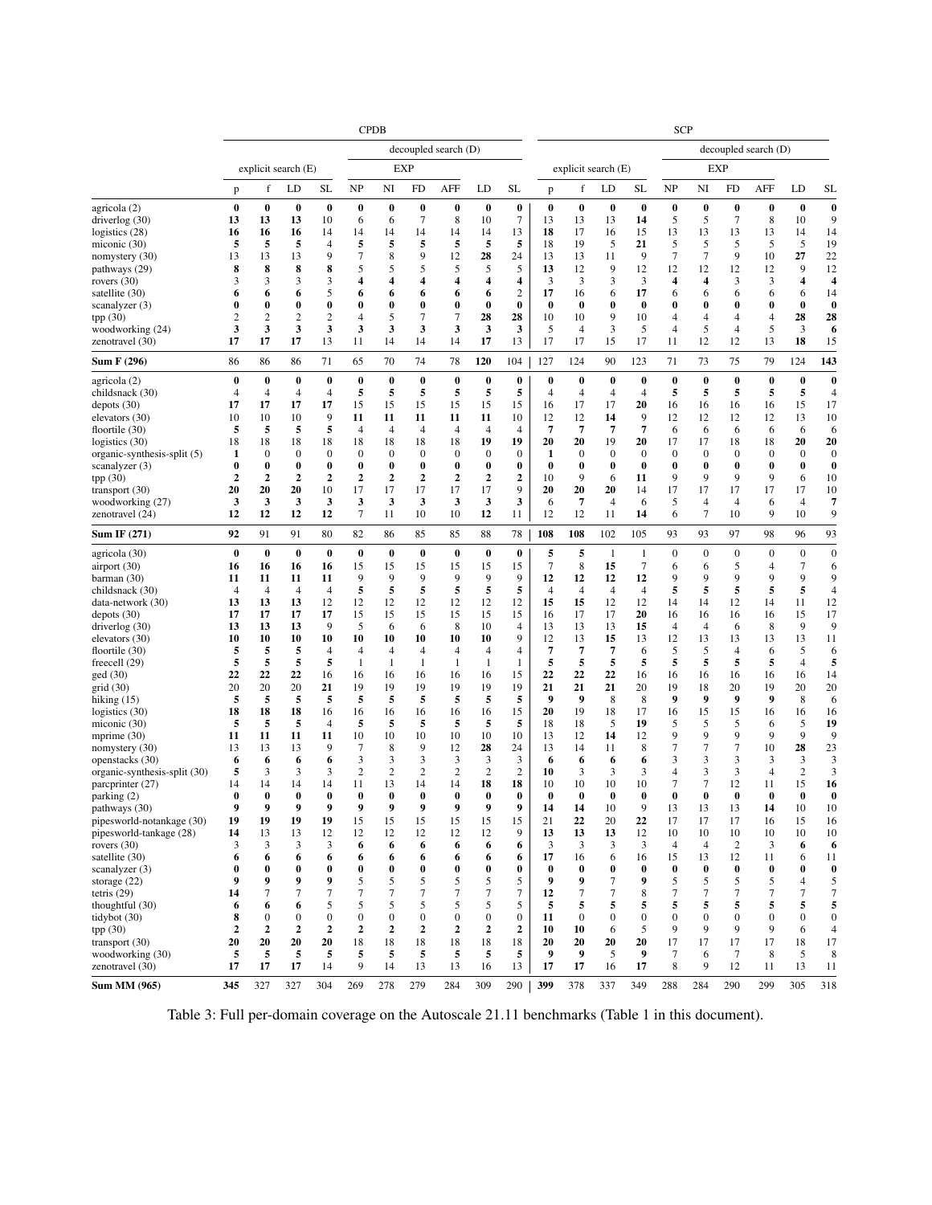| | CPDB | | | | | | | | | | SCP | | | | | | | | | |
|---|---|---|---|---|---|---|---|---|---|---|---|---|---|---|---|---|---|---|---|---|
| | explicit search (E) | | | | decoupled search (D) | | | | | | explicit search (E) | | | | decoupled search (D) | | | | | |
| | | | | | EXP | | | | | | | | | | EXP | | | | | |
| | p | f | LD | SL | NP | NI | FD | AFF | LD | SL | p | f | LD | SL | NP | NI | FD | AFF | LD | SL |
| agricola (2) | **0** | **0** | **0** | **0** | **0** | **0** | **0** | **0** | **0** | **0** | **0** | **0** | **0** | **0** | **0** | **0** | **0** | **0** | **0** | **0** |
| driverlog (30) | **13** | **13** | **13** | 10 | 6 | 6 | 7 | 8 | 10 | 7 | 13 | 13 | 13 | **14** | 5 | 5 | 7 | 8 | 10 | 9 |
| logistics (28) | **16** | **16** | **16** | 14 | 14 | 14 | 14 | 14 | 14 | 13 | **18** | 17 | 16 | 15 | 13 | 13 | 13 | 13 | 14 | 14 |
| miconic (30) | **5** | **5** | **5** | 4 | **5** | **5** | **5** | **5** | **5** | **5** | 18 | 19 | 5 | **21** | 5 | 5 | 5 | 5 | 5 | 19 |
| nomystery (30) | 13 | 13 | 13 | 9 | 7 | 8 | 9 | 12 | **28** | 24 | 13 | 13 | 11 | 9 | 7 | 7 | 9 | 10 | **27** | 22 |
| pathways (29) | **8** | **8** | **8** | **8** | 5 | 5 | 5 | 5 | 5 | 5 | **13** | 12 | 9 | 12 | 12 | 12 | 12 | 12 | 9 | 12 |
| rovers (30) | 3 | 3 | 3 | 3 | **4** | **4** | **4** | **4** | **4** | **4** | 3 | 3 | 3 | 3 | **4** | **4** | 3 | 3 | **4** | **4** |
| satellite (30) | **6** | **6** | **6** | 5 | **6** | **6** | **6** | **6** | **6** | 2 | **17** | 16 | 6 | **17** | 6 | 6 | 6 | 6 | 6 | 14 |
| scanalyzer (3) | **0** | **0** | **0** | **0** | **0** | **0** | **0** | **0** | **0** | **0** | **0** | **0** | **0** | **0** | **0** | **0** | **0** | **0** | **0** | **0** |
| tpp (30) | 2 | 2 | 2 | 2 | 4 | 5 | 7 | 7 | **28** | **28** | 10 | 10 | 9 | 10 | 4 | 4 | 4 | 4 | **28** | **28** |
| woodworking (24) | **3** | **3** | **3** | **3** | **3** | **3** | **3** | **3** | **3** | **3** | 5 | 4 | 3 | 5 | 4 | 5 | 4 | 5 | 3 | **6** |
| zenotravel (30) | **17** | **17** | **17** | 13 | 11 | 14 | 14 | 14 | **17** | 13 | 17 | 17 | 15 | 17 | 11 | 12 | 12 | 13 | **18** | 15 |
| **Sum F (296)** | 86 | 86 | 86 | 71 | 65 | 70 | 74 | 78 | **120** | 104 | 127 | 124 | 90 | 123 | 71 | 73 | 75 | 79 | 124 | **143** |
| agricola (2) | **0** | **0** | **0** | **0** | **0** | **0** | **0** | **0** | **0** | **0** | **0** | **0** | **0** | **0** | **0** | **0** | **0** | **0** | **0** | **0** |
| childsnack (30) | 4 | 4 | 4 | 4 | **5** | **5** | **5** | **5** | **5** | **5** | 4 | 4 | 4 | 4 | **5** | **5** | **5** | **5** | **5** | 4 |
| depots (30) | **17** | **17** | **17** | **17** | 15 | 15 | 15 | 15 | 15 | 15 | 16 | 17 | 17 | **20** | 16 | 16 | 16 | 16 | 15 | 17 |
| elevators (30) | 10 | 10 | 10 | 9 | **11** | **11** | **11** | **11** | **11** | 10 | 12 | 12 | **14** | 9 | 12 | 12 | 12 | 12 | 13 | 10 |
| floortile (30) | **5** | **5** | **5** | **5** | 4 | 4 | 4 | 4 | 4 | 4 | **7** | **7** | **7** | **7** | 6 | 6 | 6 | 6 | 6 | 6 |
| logistics (30) | 18 | 18 | 18 | 18 | 18 | 18 | 18 | 18 | **19** | **19** | **20** | **20** | 19 | **20** | 17 | 17 | 18 | 18 | **20** | **20** |
| organic-synthesis-split (5) | **1** | 0 | 0 | 0 | 0 | 0 | 0 | 0 | 0 | 0 | **1** | 0 | 0 | 0 | 0 | 0 | 0 | 0 | 0 | 0 |
| scanalyzer (3) | **0** | **0** | **0** | **0** | **0** | **0** | **0** | **0** | **0** | **0** | **0** | **0** | **0** | **0** | **0** | **0** | **0** | **0** | **0** | **0** |
| tpp (30) | **2** | **2** | **2** | **2** | **2** | **2** | **2** | **2** | **2** | **2** | 10 | 9 | 6 | **11** | 9 | 9 | 9 | 9 | 6 | 10 |
| transport (30) | **20** | **20** | **20** | 10 | 17 | 17 | 17 | 17 | 17 | 9 | **20** | **20** | **20** | 14 | 17 | 17 | 17 | 17 | 17 | 10 |
| woodworking (27) | **3** | **3** | **3** | **3** | **3** | **3** | **3** | **3** | **3** | **3** | 6 | **7** | 4 | 6 | 5 | 4 | 4 | 6 | 4 | **7** |
| zenotravel (24) | **12** | **12** | **12** | **12** | 7 | 11 | 10 | 10 | **12** | 11 | 12 | 12 | 11 | **14** | 6 | 7 | 10 | 9 | 10 | 9 |
| **Sum IF (271)** | **92** | 91 | 91 | 80 | 82 | 86 | 85 | 85 | 88 | 78 | **108** | **108** | 102 | 105 | 93 | 93 | 97 | 98 | 96 | 93 |
| agricola (30) | **0** | **0** | **0** | **0** | **0** | **0** | **0** | **0** | **0** | **0** | **5** | **5** | 1 | 1 | 0 | 0 | 0 | 0 | 0 | 0 |
| airport (30) | **16** | **16** | **16** | **16** | 15 | 15 | 15 | 15 | 15 | 15 | 7 | 8 | **15** | 7 | 6 | 6 | 5 | 4 | 7 | 6 |
| barman (30) | **11** | **11** | **11** | **11** | 9 | 9 | 9 | 9 | 9 | 9 | **12** | **12** | **12** | **12** | 9 | 9 | 9 | 9 | 9 | 9 |
| childsnack (30) | 4 | 4 | 4 | 4 | **5** | **5** | **5** | **5** | **5** | **5** | 4 | 4 | 4 | 4 | **5** | **5** | **5** | **5** | **5** | 4 |
| data-network (30) | **13** | **13** | **13** | 12 | 12 | 12 | 12 | 12 | 12 | 12 | **15** | **15** | 12 | 12 | 14 | 14 | 12 | 14 | 11 | 12 |
| depots (30) | **17** | **17** | **17** | **17** | 15 | 15 | 15 | 15 | 15 | 15 | 16 | 17 | 17 | **20** | 16 | 16 | 16 | 16 | 15 | 17 |
| driverlog (30) | **13** | **13** | **13** | 9 | 5 | 6 | 6 | 8 | 10 | 4 | 13 | 13 | 13 | **15** | 4 | 4 | 6 | 8 | 9 | 9 |
| elevators (30) | **10** | **10** | **10** | **10** | **10** | **10** | **10** | **10** | **10** | 9 | 12 | 13 | **15** | 13 | 12 | 13 | 13 | 13 | 13 | 11 |
| floortile (30) | **5** | **5** | **5** | 4 | 4 | 4 | 4 | 4 | 4 | 4 | **7** | **7** | **7** | 6 | 5 | 5 | 4 | 6 | 5 | 6 |
| freecell (29) | **5** | **5** | **5** | **5** | 1 | 1 | 1 | 1 | 1 | 1 | **5** | **5** | **5** | **5** | **5** | **5** | **5** | **5** | 4 | **5** |
| ged (30) | **22** | **22** | **22** | 16 | 16 | 16 | 16 | 16 | 16 | 15 | **22** | **22** | **22** | 16 | 16 | 16 | 16 | 16 | 16 | 14 |
| grid (30) | 20 | 20 | 20 | **21** | 19 | 19 | 19 | 19 | 19 | 19 | **21** | **21** | **21** | 20 | 19 | 18 | 20 | 19 | 20 | 20 |
| hiking (15) | **5** | **5** | **5** | **5** | **5** | **5** | **5** | **5** | **5** | **5** | **9** | **9** | 8 | 8 | **9** | **9** | **9** | **9** | 8 | 6 |
| logistics (30) | **18** | **18** | **18** | 16 | 16 | 16 | 16 | 16 | 16 | 15 | **20** | 19 | 18 | 17 | 16 | 15 | 15 | 16 | 16 | 16 |
| miconic (30) | **5** | **5** | **5** | 4 | **5** | **5** | **5** | **5** | **5** | **5** | 18 | 18 | 5 | **19** | 5 | 5 | 5 | 6 | 5 | **19** |
| mprime (30) | **11** | **11** | **11** | **11** | 10 | 10 | 10 | 10 | 10 | 10 | 13 | 12 | **14** | 12 | 9 | 9 | 9 | 9 | 9 | 9 |
| nomystery (30) | 13 | 13 | 13 | 9 | 7 | 8 | 9 | 12 | **28** | 24 | 13 | 14 | 11 | 8 | 7 | 7 | 7 | 10 | **28** | 23 |
| openstacks (30) | **6** | **6** | **6** | **6** | 3 | 3 | 3 | 3 | 3 | 3 | **6** | **6** | **6** | **6** | 3 | 3 | 3 | 3 | 3 | 3 |
| organic-synthesis-split (30) | **5** | 3 | 3 | 3 | 2 | 2 | 2 | 2 | 2 | 2 | **10** | 3 | 3 | 3 | 4 | 3 | 3 | 4 | 2 | 3 |
| parcprinter (27) | 14 | 14 | 14 | 14 | 11 | 13 | 14 | 14 | **18** | **18** | 10 | 10 | 10 | 10 | 7 | 7 | 12 | 11 | 15 | **16** |
| parking (2) | **0** | **0** | **0** | **0** | **0** | **0** | **0** | **0** | **0** | **0** | **0** | **0** | **0** | **0** | **0** | **0** | **0** | **0** | **0** | **0** |
| pathways (30) | **9** | **9** | **9** | **9** | **9** | **9** | **9** | **9** | **9** | **9** | **14** | **14** | 10 | 9 | 13 | 13 | 13 | **14** | 10 | 10 |
| pipesworld-notankage (30) | **19** | **19** | **19** | **19** | 15 | 15 | 15 | 15 | 15 | 15 | 21 | **22** | 20 | **22** | 17 | 17 | 17 | 16 | 15 | 16 |
| pipesworld-tankage (28) | **14** | 13 | 13 | 12 | 12 | 12 | 12 | 12 | 12 | 9 | **13** | **13** | **13** | 12 | 10 | 10 | 10 | 10 | 10 | 10 |
| rovers (30) | 3 | 3 | 3 | 3 | **6** | **6** | **6** | **6** | **6** | **6** | 3 | 3 | 3 | 3 | 4 | 4 | 2 | 3 | **6** | **6** |
| satellite (30) | **6** | **6** | **6** | **6** | **6** | **6** | **6** | **6** | **6** | **6** | **17** | 16 | 6 | 16 | 15 | 13 | 12 | 11 | 6 | 11 |
| scanalyzer (3) | **0** | **0** | **0** | **0** | **0** | **0** | **0** | **0** | **0** | **0** | **0** | **0** | **0** | **0** | **0** | **0** | **0** | **0** | **0** | **0** |
| storage (22) | **9** | **9** | **9** | **9** | 5 | 5 | 5 | 5 | 5 | 5 | **9** | **9** | 7 | **9** | 5 | 5 | 5 | 5 | 4 | 5 |
| tetris (29) | **14** | 7 | 7 | 7 | 7 | 7 | 7 | 7 | 7 | 7 | **12** | 7 | 7 | 8 | 7 | 7 | 7 | 7 | 7 | 7 |
| thoughtful (30) | **6** | **6** | **6** | 5 | 5 | 5 | 5 | 5 | 5 | 5 | **5** | **5** | **5** | **5** | **5** | **5** | **5** | **5** | **5** | **5** |
| tidybot (30) | **8** | 0 | 0 | 0 | 0 | 0 | 0 | 0 | 0 | 0 | **11** | 0 | 0 | 0 | 0 | 0 | 0 | 0 | 0 | 0 |
| tpp (30) | **2** | **2** | **2** | **2** | **2** | **2** | **2** | **2** | **2** | **2** | **10** | **10** | 6 | 5 | 9 | 9 | 9 | 9 | 6 | 4 |
| transport (30) | **20** | **20** | **20** | **20** | 18 | 18 | 18 | 18 | 18 | 18 | **20** | **20** | **20** | **20** | 17 | 17 | 17 | 17 | 18 | 17 |
| woodworking (30) | **5** | **5** | **5** | **5** | **5** | **5** | **5** | **5** | **5** | **5** | **9** | **9** | 5 | **9** | 7 | 6 | 7 | 8 | 5 | 8 |
| zenotravel (30) | **17** | **17** | **17** | 14 | 9 | 14 | 13 | 13 | 16 | 13 | **17** | **17** | 16 | **17** | 8 | 9 | 12 | 11 | 13 | 11 |
| **Sum MM (965)** | **345** | 327 | 327 | 304 | 269 | 278 | 279 | 284 | 309 | 290 | **399** | 378 | 337 | 349 | 288 | 284 | 290 | 299 | 305 | 318 |

Table 3: Full per-domain coverage on the Autoscale 21.11 benchmarks (Table 1 in this document).